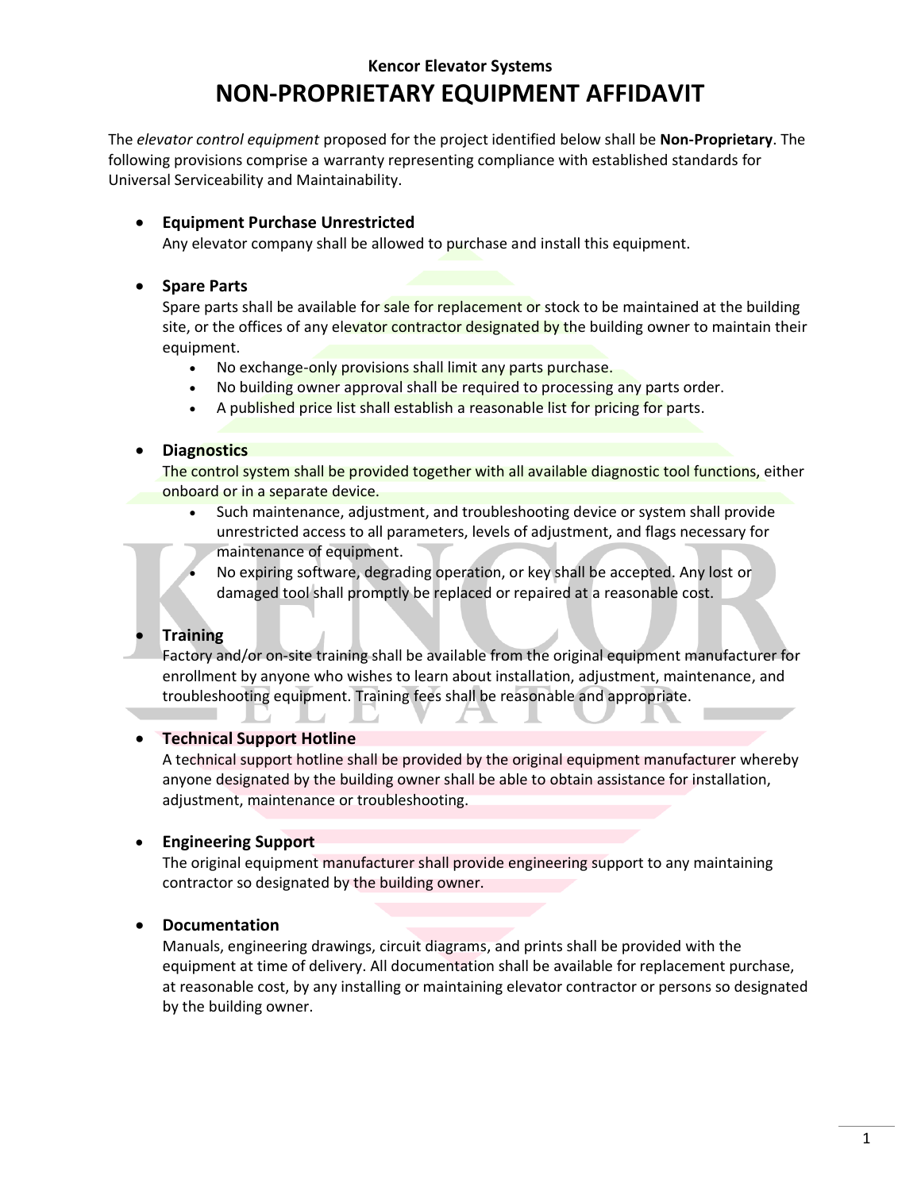# Kencor Elevator Systems

# NON-PROPRIETARY EQUIPMENT AFFIDAVIT

The *elevator control equipment* proposed for the project identified below shall be **Non-Proprietary**. The following provisions comprise a warranty representing compliance with established standards for Universal Serviceability and Maintainability.

- **Equipment Purchase Unrestricted**
  Any elevator company shall be allowed to purchase and install this equipment.

- **Spare Parts**
  Spare parts shall be available for sale for replacement or stock to be maintained at the building site, or the offices of any elevator contractor designated by the building owner to maintain their equipment.
  - No exchange-only provisions shall limit any parts purchase.
  - No building owner approval shall be required to processing any parts order.
  - A published price list shall establish a reasonable list for pricing for parts.

- **Diagnostics**
  The control system shall be provided together with all available diagnostic tool functions, either onboard or in a separate device.
  - Such maintenance, adjustment, and troubleshooting device or system shall provide unrestricted access to all parameters, levels of adjustment, and flags necessary for maintenance of equipment.
  - No expiring software, degrading operation, or key shall be accepted. Any lost or damaged tool shall promptly be replaced or repaired at a reasonable cost.

- **Training**
  Factory and/or on-site training shall be available from the original equipment manufacturer for enrollment by anyone who wishes to learn about installation, adjustment, maintenance, and troubleshooting equipment. Training fees shall be reasonable and appropriate.

- **Technical Support Hotline**
  A technical support hotline shall be provided by the original equipment manufacturer whereby anyone designated by the building owner shall be able to obtain assistance for installation, adjustment, maintenance or troubleshooting.

- **Engineering Support**
  The original equipment manufacturer shall provide engineering support to any maintaining contractor so designated by the building owner.

- **Documentation**
  Manuals, engineering drawings, circuit diagrams, and prints shall be provided with the equipment at time of delivery. All documentation shall be available for replacement purchase, at reasonable cost, by any installing or maintaining elevator contractor or persons so designated by the building owner.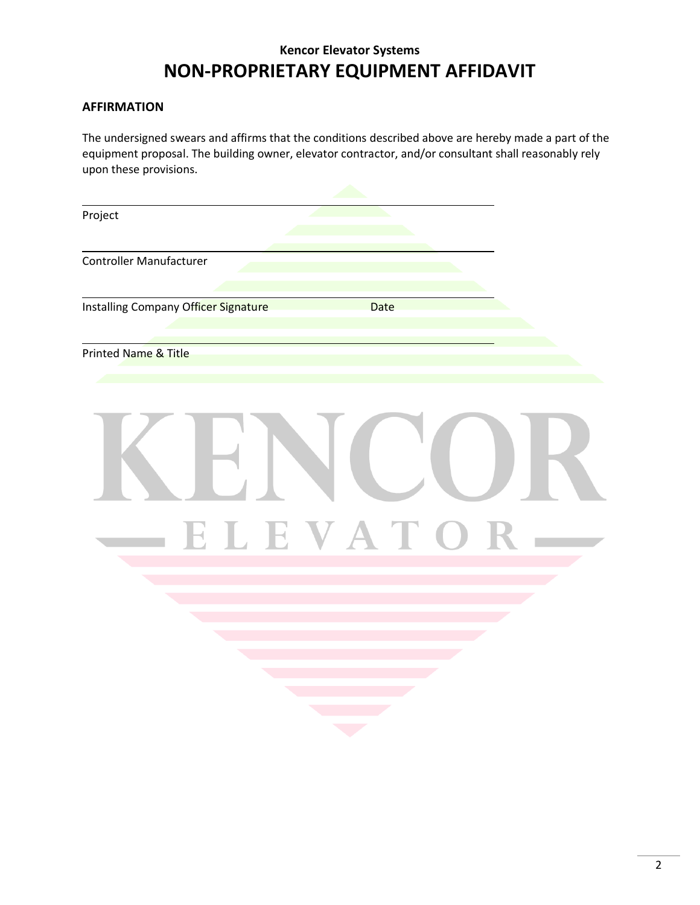**Kencor Elevator Systems**

# NON-PROPRIETARY EQUIPMENT AFFIDAVIT

## AFFIRMATION

The undersigned swears and affirms that the conditions described above are hereby made a part of the equipment proposal. The building owner, elevator contractor, and/or consultant shall reasonably rely upon these provisions.

\_\_\_\_\_\_\_\_\_\_\_\_\_\_\_\_\_\_\_\_\_\_\_\_\_\_\_\_\_\_\_\_\_\_\_\_\_\_\_\_\_\_\_\_\_\_\_\_\_\_\_\_

Project

\_\_\_\_\_\_\_\_\_\_\_\_\_\_\_\_\_\_\_\_\_\_\_\_\_\_\_\_\_\_\_\_\_\_\_\_\_\_\_\_\_\_\_\_\_\_\_\_\_\_\_\_

Controller Manufacturer

\_\_\_\_\_\_\_\_\_\_\_\_\_\_\_\_\_\_\_\_\_\_\_\_\_\_\_\_\_\_\_\_\_\_\_\_\_\_\_\_\_\_\_\_\_\_\_\_\_\_\_\_

Installing Company Officer Signature Date

\_\_\_\_\_\_\_\_\_\_\_\_\_\_\_\_\_\_\_\_\_\_\_\_\_\_\_\_\_\_\_\_\_\_\_\_\_\_\_\_\_\_\_\_\_\_\_\_\_\_\_\_

Printed Name & Title